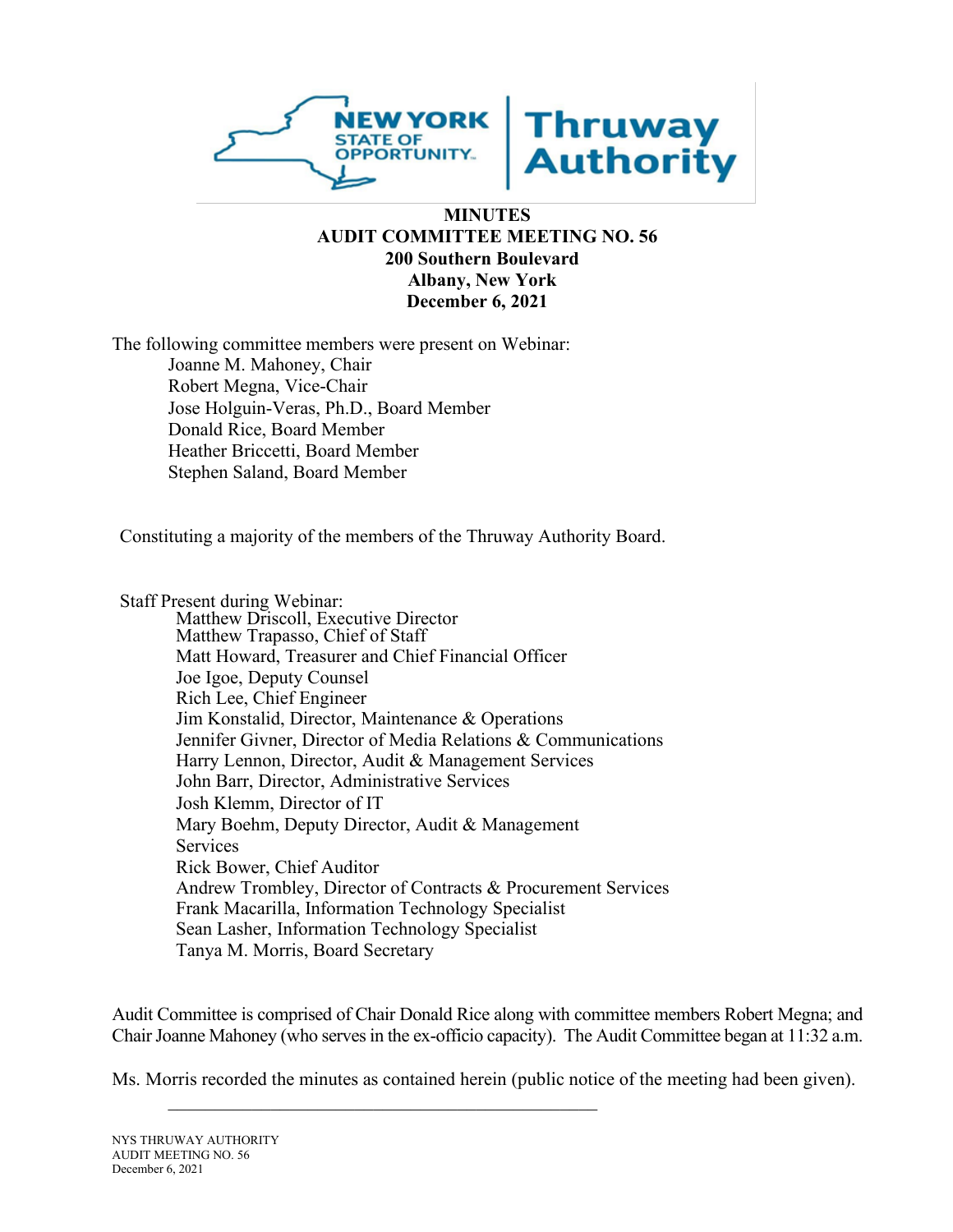# MINUTES
## AUDIT COMMITTEE MEETING NO. 56
**200 Southern Boulevard**
**Albany, New York**
**December 6, 2021**

The following committee members were present on Webinar:

- Joanne M. Mahoney, Chair
- Robert Megna, Vice-Chair
- Jose Holguin-Veras, Ph.D., Board Member
- Donald Rice, Board Member
- Heather Briccetti, Board Member
- Stephen Saland, Board Member

Constituting a majority of the members of the Thruway Authority Board.

Staff Present during Webinar:

- Matthew Driscoll, Executive Director
- Matthew Trapasso, Chief of Staff
- Matt Howard, Treasurer and Chief Financial Officer
- Joe Igoe, Deputy Counsel
- Rich Lee, Chief Engineer
- Jim Konstalid, Director, Maintenance & Operations
- Jennifer Givner, Director of Media Relations & Communications
- Harry Lennon, Director, Audit & Management Services
- John Barr, Director, Administrative Services
- Josh Klemm, Director of IT
- Mary Boehm, Deputy Director, Audit & Management Services
- Rick Bower, Chief Auditor
- Andrew Trombley, Director of Contracts & Procurement Services
- Frank Macarilla, Information Technology Specialist
- Sean Lasher, Information Technology Specialist
- Tanya M. Morris, Board Secretary

Audit Committee is comprised of Chair Donald Rice along with committee members Robert Megna; and Chair Joanne Mahoney (who serves in the ex-officio capacity). The Audit Committee began at 11:32 a.m.

Ms. Morris recorded the minutes as contained herein (public notice of the meeting had been given).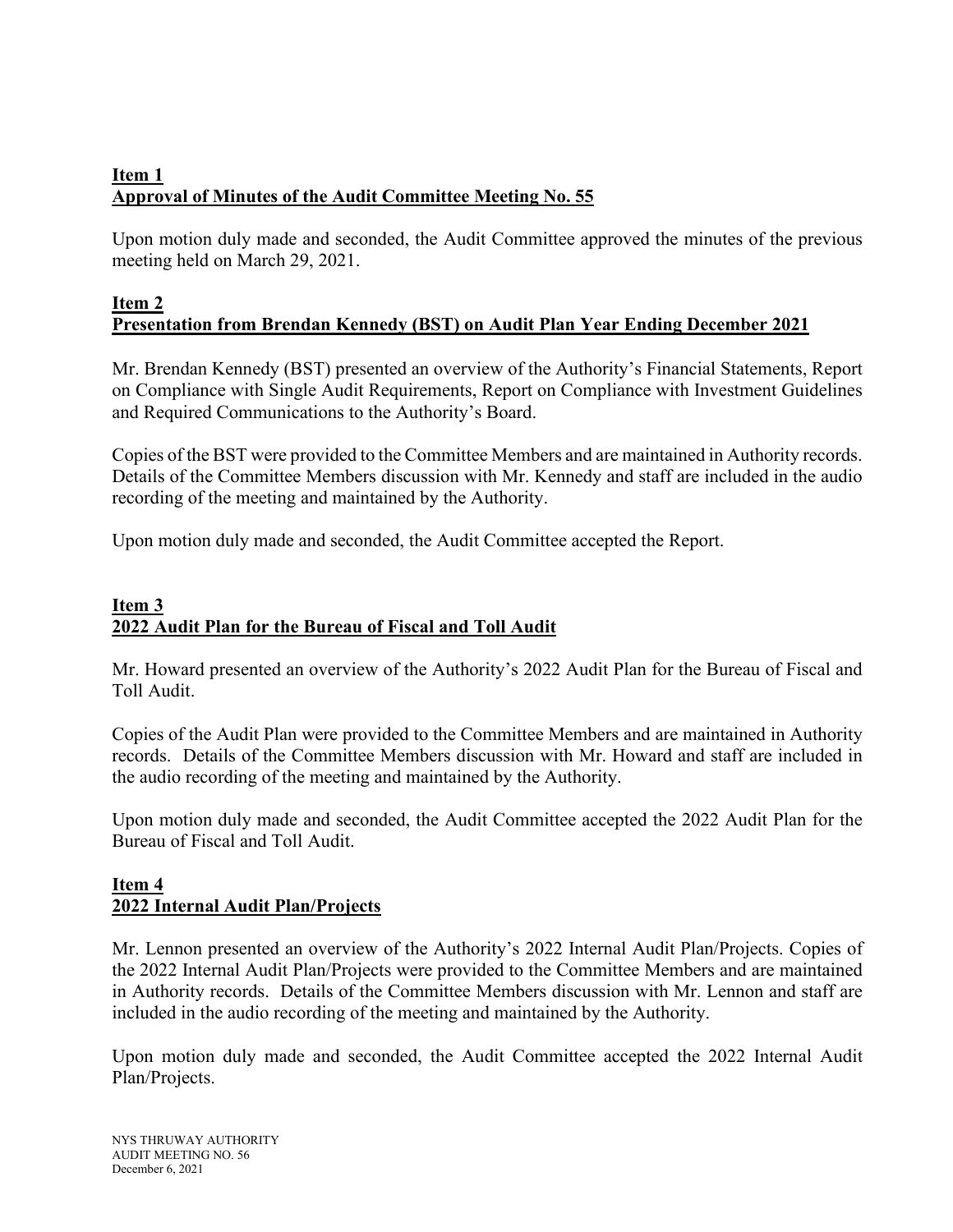**Item 1**
**Approval of Minutes of the Audit Committee Meeting No. 55**

Upon motion duly made and seconded, the Audit Committee approved the minutes of the previous meeting held on March 29, 2021.

**Item 2**
**Presentation from Brendan Kennedy (BST) on Audit Plan Year Ending December 2021**

Mr. Brendan Kennedy (BST) presented an overview of the Authority's Financial Statements, Report on Compliance with Single Audit Requirements, Report on Compliance with Investment Guidelines and Required Communications to the Authority's Board.

Copies of the BST were provided to the Committee Members and are maintained in Authority records. Details of the Committee Members discussion with Mr. Kennedy and staff are included in the audio recording of the meeting and maintained by the Authority.

Upon motion duly made and seconded, the Audit Committee accepted the Report.

**Item 3**
**2022 Audit Plan for the Bureau of Fiscal and Toll Audit**

Mr. Howard presented an overview of the Authority's 2022 Audit Plan for the Bureau of Fiscal and Toll Audit.

Copies of the Audit Plan were provided to the Committee Members and are maintained in Authority records. Details of the Committee Members discussion with Mr. Howard and staff are included in the audio recording of the meeting and maintained by the Authority.

Upon motion duly made and seconded, the Audit Committee accepted the 2022 Audit Plan for the Bureau of Fiscal and Toll Audit.

**Item 4**
**2022 Internal Audit Plan/Projects**

Mr. Lennon presented an overview of the Authority's 2022 Internal Audit Plan/Projects. Copies of the 2022 Internal Audit Plan/Projects were provided to the Committee Members and are maintained in Authority records. Details of the Committee Members discussion with Mr. Lennon and staff are included in the audio recording of the meeting and maintained by the Authority.

Upon motion duly made and seconded, the Audit Committee accepted the 2022 Internal Audit Plan/Projects.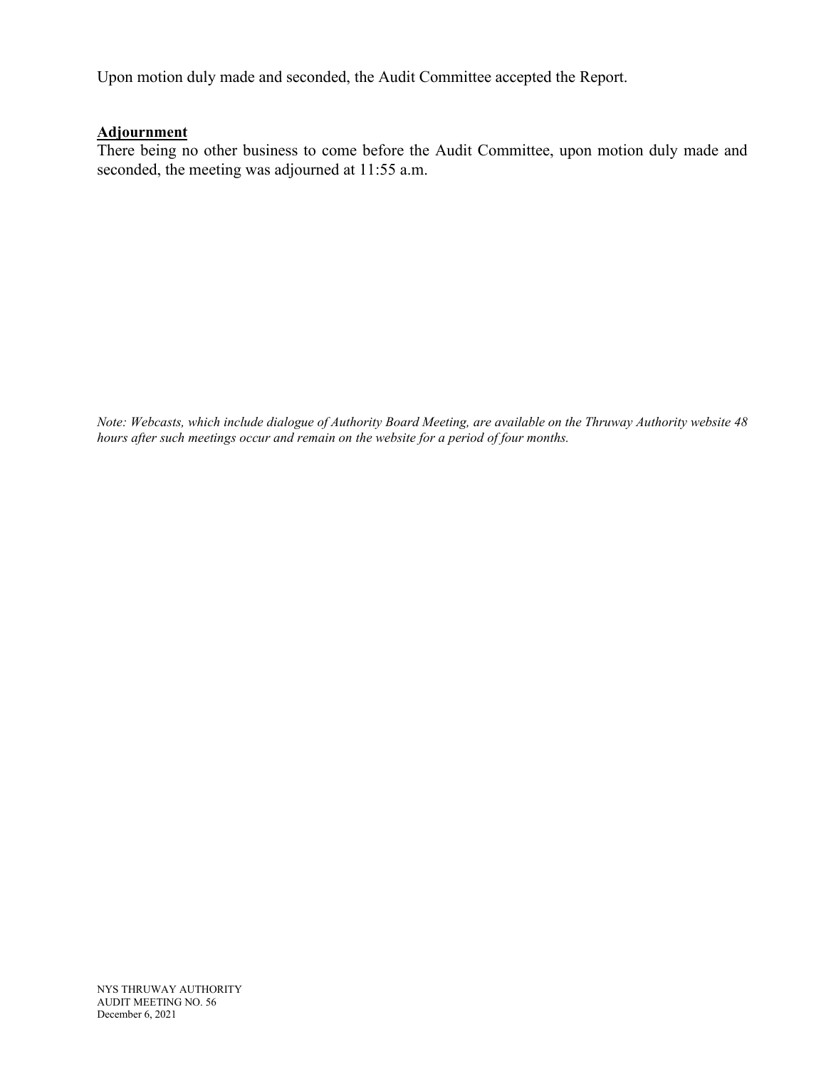Upon motion duly made and seconded, the Audit Committee accepted the Report.

**Adjournment**

There being no other business to come before the Audit Committee, upon motion duly made and seconded, the meeting was adjourned at 11:55 a.m.

*Note: Webcasts, which include dialogue of Authority Board Meeting, are available on the Thruway Authority website 48 hours after such meetings occur and remain on the website for a period of four months.*